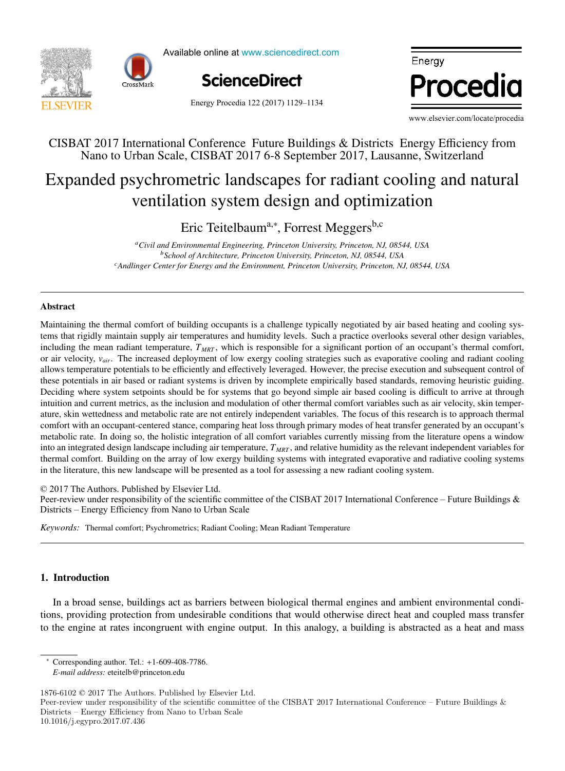CISBAT 2017 International Conference Future Buildings & Districts Energy Efficiency from Nano to Urban Scale, CISBAT 2017 6-8 September 2017, Lausanne, Switzerland

# Expanded psychrometric landscapes for radiant cooling and natural ventilation system design and optimization

Eric Teitelbaum[a,*], Forrest Meggers[b,c]

[a] *Civil and Environmental Engineering, Princeton University, Princeton, NJ, 08544, USA*
[b] *School of Architecture, Princeton University, Princeton, NJ, 08544, USA*
[c] *Andlinger Center for Energy and the Environment, Princeton University, Princeton, NJ, 08544, USA*

## Abstract

Maintaining the thermal comfort of building occupants is a challenge typically negotiated by air based heating and cooling systems that rigidly maintain supply air temperatures and humidity levels. Such a practice overlooks several other design variables, including the mean radiant temperature, $T_{MRT}$, which is responsible for a significant portion of an occupant's thermal comfort, or air velocity, $v_{air}$. The increased deployment of low exergy cooling strategies such as evaporative cooling and radiant cooling allows temperature potentials to be efficiently and effectively leveraged. However, the precise execution and subsequent control of these potentials in air based or radiant systems is driven by incomplete empirically based standards, removing heuristic guiding. Deciding where system setpoints should be for systems that go beyond simple air based cooling is difficult to arrive at through intuition and current metrics, as the inclusion and modulation of other thermal comfort variables such as air velocity, skin temperature, skin wettedness and metabolic rate are not entirely independent variables. The focus of this research is to approach thermal comfort with an occupant-centered stance, comparing heat loss through primary modes of heat transfer generated by an occupant's metabolic rate. In doing so, the holistic integration of all comfort variables currently missing from the literature opens a window into an integrated design landscape including air temperature, $T_{MRT}$, and relative humidity as the relevant independent variables for thermal comfort. Building on the array of low exergy building systems with integrated evaporative and radiative cooling systems in the literature, this new landscape will be presented as a tool for assessing a new radiant cooling system.

© 2017 The Authors. Published by Elsevier Ltd.
Peer-review under responsibility of the scientific committee of the CISBAT 2017 International Conference – Future Buildings & Districts – Energy Efficiency from Nano to Urban Scale

*Keywords:* Thermal comfort; Psychrometrics; Radiant Cooling; Mean Radiant Temperature

## 1. Introduction

In a broad sense, buildings act as barriers between biological thermal engines and ambient environmental conditions, providing protection from undesirable conditions that would otherwise direct heat and coupled mass transfer to the engine at rates incongruent with engine output. In this analogy, a building is abstracted as a heat and mass

* Corresponding author. Tel.: +1-609-408-7786.
*E-mail address:* eteitelb@princeton.edu

1876-6102 © 2017 The Authors. Published by Elsevier Ltd.
Peer-review under responsibility of the scientific committee of the CISBAT 2017 International Conference – Future Buildings & Districts – Energy Efficiency from Nano to Urban Scale
10.1016/j.egypro.2017.07.436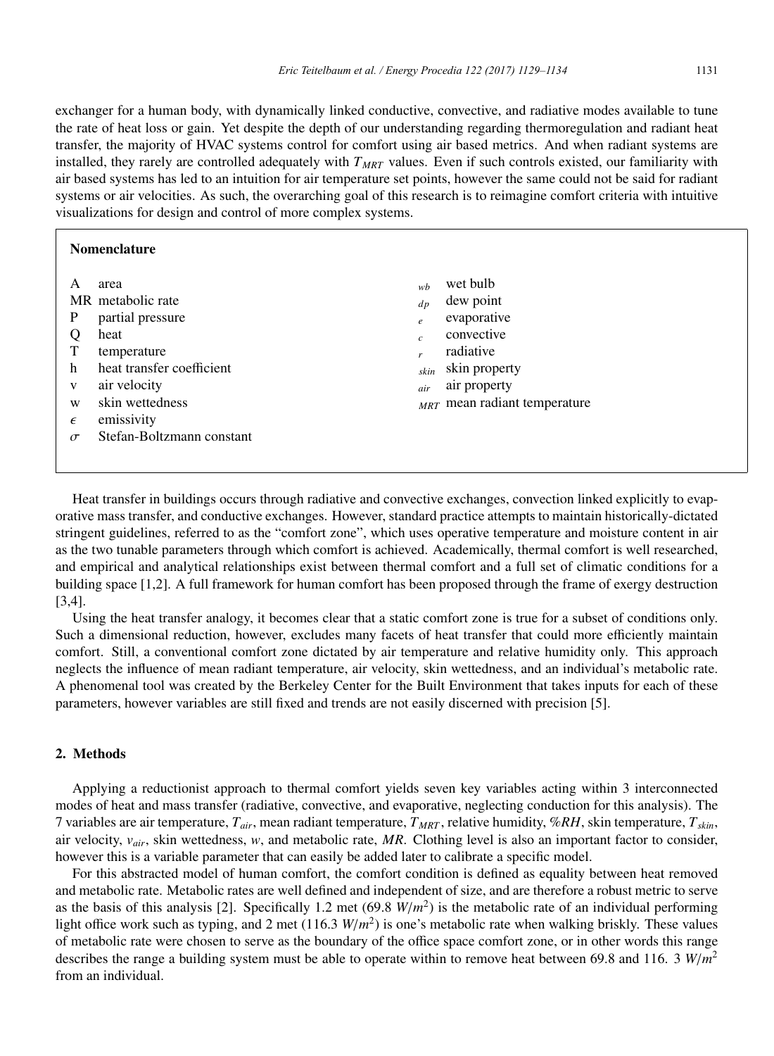exchanger for a human body, with dynamically linked conductive, convective, and radiative modes available to tune the rate of heat loss or gain. Yet despite the depth of our understanding regarding thermoregulation and radiant heat transfer, the majority of HVAC systems control for comfort using air based metrics. And when radiant systems are installed, they rarely are controlled adequately with $T_{MRT}$ values. Even if such controls existed, our familiarity with air based systems has led to an intuition for air temperature set points, however the same could not be said for radiant systems or air velocities. As such, the overarching goal of this research is to reimagine comfort criteria with intuitive visualizations for design and control of more complex systems.

**Nomenclature**

| | | | |
|---|---|---|---|
| A | area | $_{wb}$ | wet bulb |
| MR | metabolic rate | $_{dp}$ | dew point |
| P | partial pressure | $_{e}$ | evaporative |
| Q | heat | $_{c}$ | convective |
| T | temperature | $_{r}$ | radiative |
| h | heat transfer coefficient | $_{skin}$ | skin property |
| v | air velocity | $_{air}$ | air property |
| w | skin wettedness | $_{MRT}$ | mean radiant temperature |
| $\epsilon$ | emissivity | | |
| $\sigma$ | Stefan-Boltzmann constant | | |

Heat transfer in buildings occurs through radiative and convective exchanges, convection linked explicitly to evaporative mass transfer, and conductive exchanges. However, standard practice attempts to maintain historically-dictated stringent guidelines, referred to as the "comfort zone", which uses operative temperature and moisture content in air as the two tunable parameters through which comfort is achieved. Academically, thermal comfort is well researched, and empirical and analytical relationships exist between thermal comfort and a full set of climatic conditions for a building space [1,2]. A full framework for human comfort has been proposed through the frame of exergy destruction [3,4].

Using the heat transfer analogy, it becomes clear that a static comfort zone is true for a subset of conditions only. Such a dimensional reduction, however, excludes many facets of heat transfer that could more efficiently maintain comfort. Still, a conventional comfort zone dictated by air temperature and relative humidity only. This approach neglects the influence of mean radiant temperature, air velocity, skin wettedness, and an individual's metabolic rate. A phenomenal tool was created by the Berkeley Center for the Built Environment that takes inputs for each of these parameters, however variables are still fixed and trends are not easily discerned with precision [5].

## 2. Methods

Applying a reductionist approach to thermal comfort yields seven key variables acting within 3 interconnected modes of heat and mass transfer (radiative, convective, and evaporative, neglecting conduction for this analysis). The 7 variables are air temperature, $T_{air}$, mean radiant temperature, $T_{MRT}$, relative humidity, $\%RH$, skin temperature, $T_{skin}$, air velocity, $v_{air}$, skin wettedness, $w$, and metabolic rate, $MR$. Clothing level is also an important factor to consider, however this is a variable parameter that can easily be added later to calibrate a specific model.

For this abstracted model of human comfort, the comfort condition is defined as equality between heat removed and metabolic rate. Metabolic rates are well defined and independent of size, and are therefore a robust metric to serve as the basis of this analysis [2]. Specifically 1.2 met (69.8 $W/m^2$) is the metabolic rate of an individual performing light office work such as typing, and 2 met (116.3 $W/m^2$) is one's metabolic rate when walking briskly. These values of metabolic rate were chosen to serve as the boundary of the office space comfort zone, or in other words this range describes the range a building system must be able to operate within to remove heat between 69.8 and 116. 3 $W/m^2$ from an individual.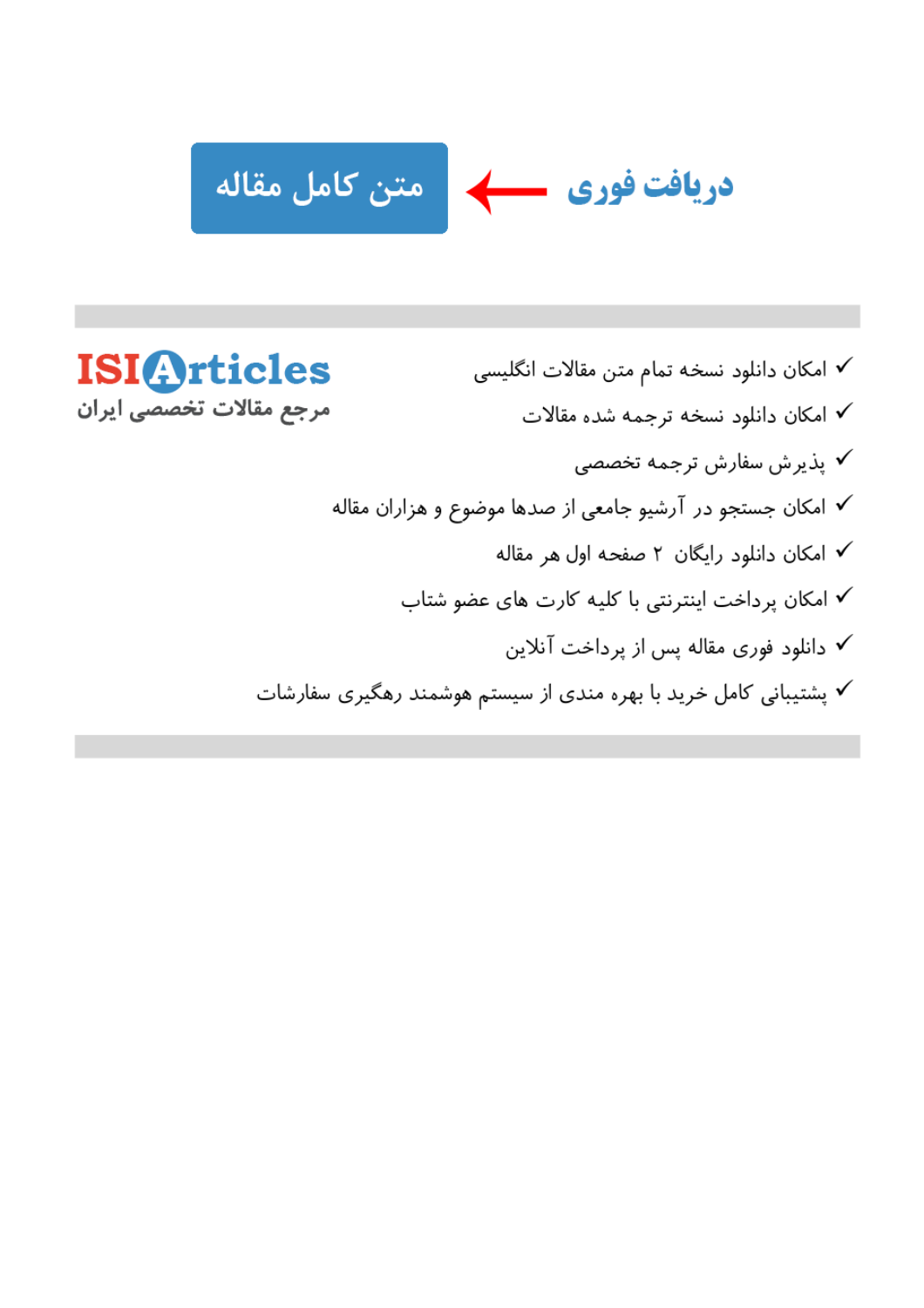دریافت فوری ← متن کامل مقاله

**ISIArticles**
مرجع مقالات تخصصی ایران

- ✓ امکان دانلود نسخه تمام متن مقالات انگلیسی
- ✓ امکان دانلود نسخه ترجمه شده مقالات
- ✓ پذیرش سفارش ترجمه تخصصی
- ✓ امکان جستجو در آرشیو جامعی از صدها موضوع و هزاران مقاله
- ✓ امکان دانلود رایگان ۲ صفحه اول هر مقاله
- ✓ امکان پرداخت اینترنتی با کلیه کارت های عضو شتاب
- ✓ دانلود فوری مقاله پس از پرداخت آنلاین
- ✓ پشتیبانی کامل خرید با بهره مندی از سیستم هوشمند رهگیری سفارشات